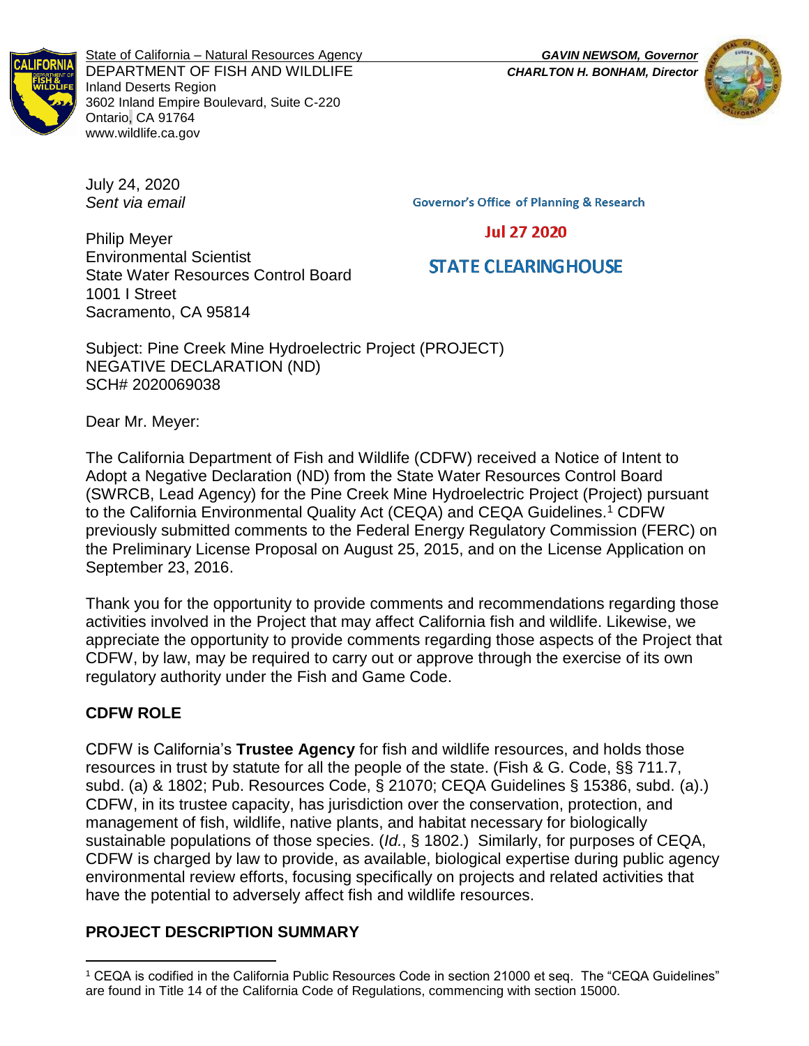State of California – Natural Resources Agency
DEPARTMENT OF FISH AND WILDLIFE
Inland Deserts Region
3602 Inland Empire Boulevard, Suite C-220
Ontario, CA 91764
www.wildlife.ca.gov

***GAVIN NEWSOM, Governor***
***CHARLTON H. BONHAM, Director***

July 24, 2020
*Sent via email*

Governor's Office of Planning & Research

Jul 27 2020

STATE CLEARINGHOUSE

Philip Meyer
Environmental Scientist
State Water Resources Control Board
1001 I Street
Sacramento, CA 95814

Subject: Pine Creek Mine Hydroelectric Project (PROJECT)
NEGATIVE DECLARATION (ND)
SCH# 2020069038

Dear Mr. Meyer:

The California Department of Fish and Wildlife (CDFW) received a Notice of Intent to Adopt a Negative Declaration (ND) from the State Water Resources Control Board (SWRCB, Lead Agency) for the Pine Creek Mine Hydroelectric Project (Project) pursuant to the California Environmental Quality Act (CEQA) and CEQA Guidelines.[1] CDFW previously submitted comments to the Federal Energy Regulatory Commission (FERC) on the Preliminary License Proposal on August 25, 2015, and on the License Application on September 23, 2016.

Thank you for the opportunity to provide comments and recommendations regarding those activities involved in the Project that may affect California fish and wildlife. Likewise, we appreciate the opportunity to provide comments regarding those aspects of the Project that CDFW, by law, may be required to carry out or approve through the exercise of its own regulatory authority under the Fish and Game Code.

## CDFW ROLE

CDFW is California's **Trustee Agency** for fish and wildlife resources, and holds those resources in trust by statute for all the people of the state. (Fish & G. Code, §§ 711.7, subd. (a) & 1802; Pub. Resources Code, § 21070; CEQA Guidelines § 15386, subd. (a).) CDFW, in its trustee capacity, has jurisdiction over the conservation, protection, and management of fish, wildlife, native plants, and habitat necessary for biologically sustainable populations of those species. (*Id.*, § 1802.) Similarly, for purposes of CEQA, CDFW is charged by law to provide, as available, biological expertise during public agency environmental review efforts, focusing specifically on projects and related activities that have the potential to adversely affect fish and wildlife resources.

## PROJECT DESCRIPTION SUMMARY

[1] CEQA is codified in the California Public Resources Code in section 21000 et seq. The "CEQA Guidelines" are found in Title 14 of the California Code of Regulations, commencing with section 15000.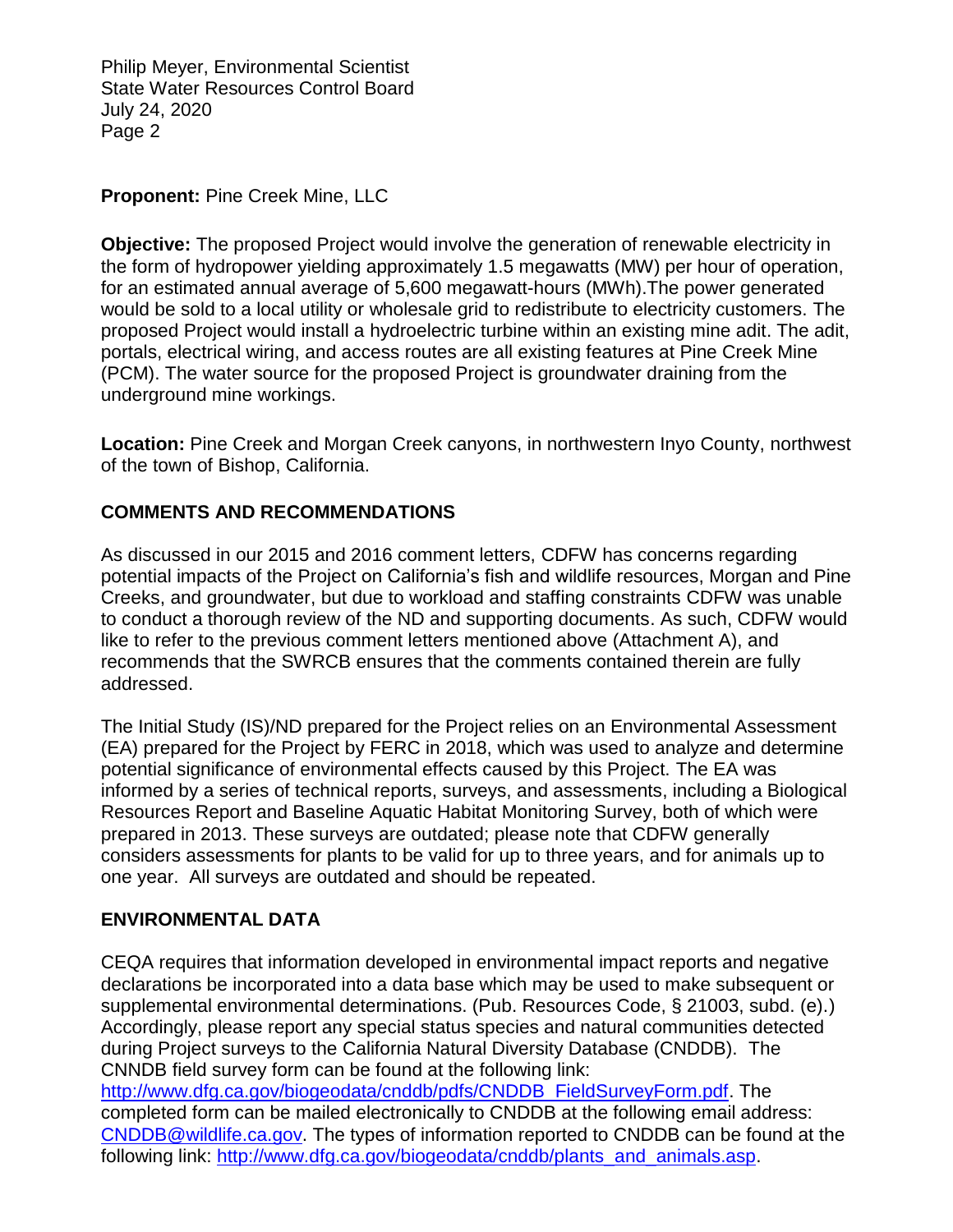**Proponent:** Pine Creek Mine, LLC

**Objective:** The proposed Project would involve the generation of renewable electricity in the form of hydropower yielding approximately 1.5 megawatts (MW) per hour of operation, for an estimated annual average of 5,600 megawatt-hours (MWh).The power generated would be sold to a local utility or wholesale grid to redistribute to electricity customers. The proposed Project would install a hydroelectric turbine within an existing mine adit. The adit, portals, electrical wiring, and access routes are all existing features at Pine Creek Mine (PCM). The water source for the proposed Project is groundwater draining from the underground mine workings.

**Location:** Pine Creek and Morgan Creek canyons, in northwestern Inyo County, northwest of the town of Bishop, California.

## COMMENTS AND RECOMMENDATIONS

As discussed in our 2015 and 2016 comment letters, CDFW has concerns regarding potential impacts of the Project on California's fish and wildlife resources, Morgan and Pine Creeks, and groundwater, but due to workload and staffing constraints CDFW was unable to conduct a thorough review of the ND and supporting documents. As such, CDFW would like to refer to the previous comment letters mentioned above (Attachment A), and recommends that the SWRCB ensures that the comments contained therein are fully addressed.

The Initial Study (IS)/ND prepared for the Project relies on an Environmental Assessment (EA) prepared for the Project by FERC in 2018, which was used to analyze and determine potential significance of environmental effects caused by this Project. The EA was informed by a series of technical reports, surveys, and assessments, including a Biological Resources Report and Baseline Aquatic Habitat Monitoring Survey, both of which were prepared in 2013. These surveys are outdated; please note that CDFW generally considers assessments for plants to be valid for up to three years, and for animals up to one year. All surveys are outdated and should be repeated.

## ENVIRONMENTAL DATA

CEQA requires that information developed in environmental impact reports and negative declarations be incorporated into a data base which may be used to make subsequent or supplemental environmental determinations. (Pub. Resources Code, § 21003, subd. (e).) Accordingly, please report any special status species and natural communities detected during Project surveys to the California Natural Diversity Database (CNDDB). The CNNDB field survey form can be found at the following link: [http://www.dfg.ca.gov/biogeodata/cnddb/pdfs/CNDDB_FieldSurveyForm.pdf](http://www.dfg.ca.gov/biogeodata/cnddb/pdfs/CNDDB_FieldSurveyForm.pdf). The completed form can be mailed electronically to CNDDB at the following email address: [CNDDB@wildlife.ca.gov](mailto:CNDDB@wildlife.ca.gov). The types of information reported to CNDDB can be found at the following link: [http://www.dfg.ca.gov/biogeodata/cnddb/plants_and_animals.asp](http://www.dfg.ca.gov/biogeodata/cnddb/plants_and_animals.asp).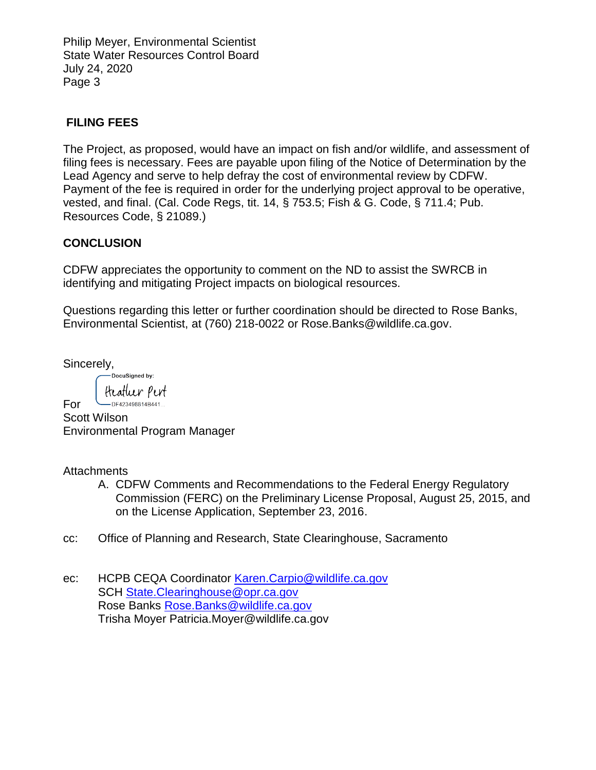## FILING FEES

The Project, as proposed, would have an impact on fish and/or wildlife, and assessment of filing fees is necessary. Fees are payable upon filing of the Notice of Determination by the Lead Agency and serve to help defray the cost of environmental review by CDFW. Payment of the fee is required in order for the underlying project approval to be operative, vested, and final. (Cal. Code Regs, tit. 14, § 753.5; Fish & G. Code, § 711.4; Pub. Resources Code, § 21089.)

## CONCLUSION

CDFW appreciates the opportunity to comment on the ND to assist the SWRCB in identifying and mitigating Project impacts on biological resources.

Questions regarding this letter or further coordination should be directed to Rose Banks, Environmental Scientist, at (760) 218-0022 or Rose.Banks@wildlife.ca.gov.

Sincerely,

DocuSigned by:
Heather Pert
DF4234988148441...

For
Scott Wilson
Environmental Program Manager

Attachments

A. CDFW Comments and Recommendations to the Federal Energy Regulatory Commission (FERC) on the Preliminary License Proposal, August 25, 2015, and on the License Application, September 23, 2016.

cc: Office of Planning and Research, State Clearinghouse, Sacramento

ec: HCPB CEQA Coordinator Karen.Carpio@wildlife.ca.gov
SCH State.Clearinghouse@opr.ca.gov
Rose Banks Rose.Banks@wildlife.ca.gov
Trisha Moyer Patricia.Moyer@wildlife.ca.gov